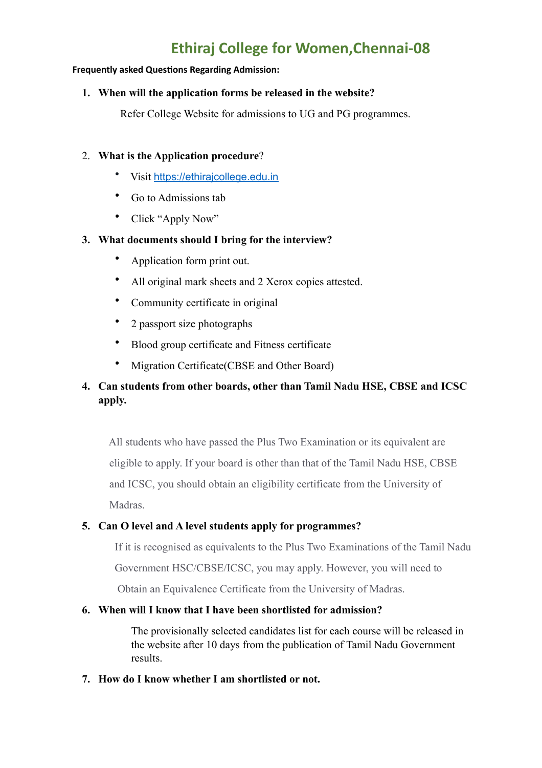# Ethiraj College for Women,Chennai-08

**Frequently asked Questions Regarding Admission:**

1. **When will the application forms be released in the website?**

   Refer College Website for admissions to UG and PG programmes.

2. **What is the Application procedure**?

   - Visit [https://ethirajcollege.edu.in](https://ethirajcollege.edu.in)
   - Go to Admissions tab
   - Click "Apply Now"

3. **What documents should I bring for the interview?**

   - Application form print out.
   - All original mark sheets and 2 Xerox copies attested.
   - Community certificate in original
   - 2 passport size photographs
   - Blood group certificate and Fitness certificate
   - Migration Certificate(CBSE and Other Board)

4. **Can students from other boards, other than Tamil Nadu HSE, CBSE and ICSC apply.**

   All students who have passed the Plus Two Examination or its equivalent are eligible to apply. If your board is other than that of the Tamil Nadu HSE, CBSE and ICSC, you should obtain an eligibility certificate from the University of Madras.

5. **Can O level and A level students apply for programmes?**

   If it is recognised as equivalents to the Plus Two Examinations of the Tamil Nadu Government HSC/CBSE/ICSC, you may apply. However, you will need to Obtain an Equivalence Certificate from the University of Madras.

6. **When will I know that I have been shortlisted for admission?**

   The provisionally selected candidates list for each course will be released in the website after 10 days from the publication of Tamil Nadu Government results.

7. **How do I know whether I am shortlisted or not.**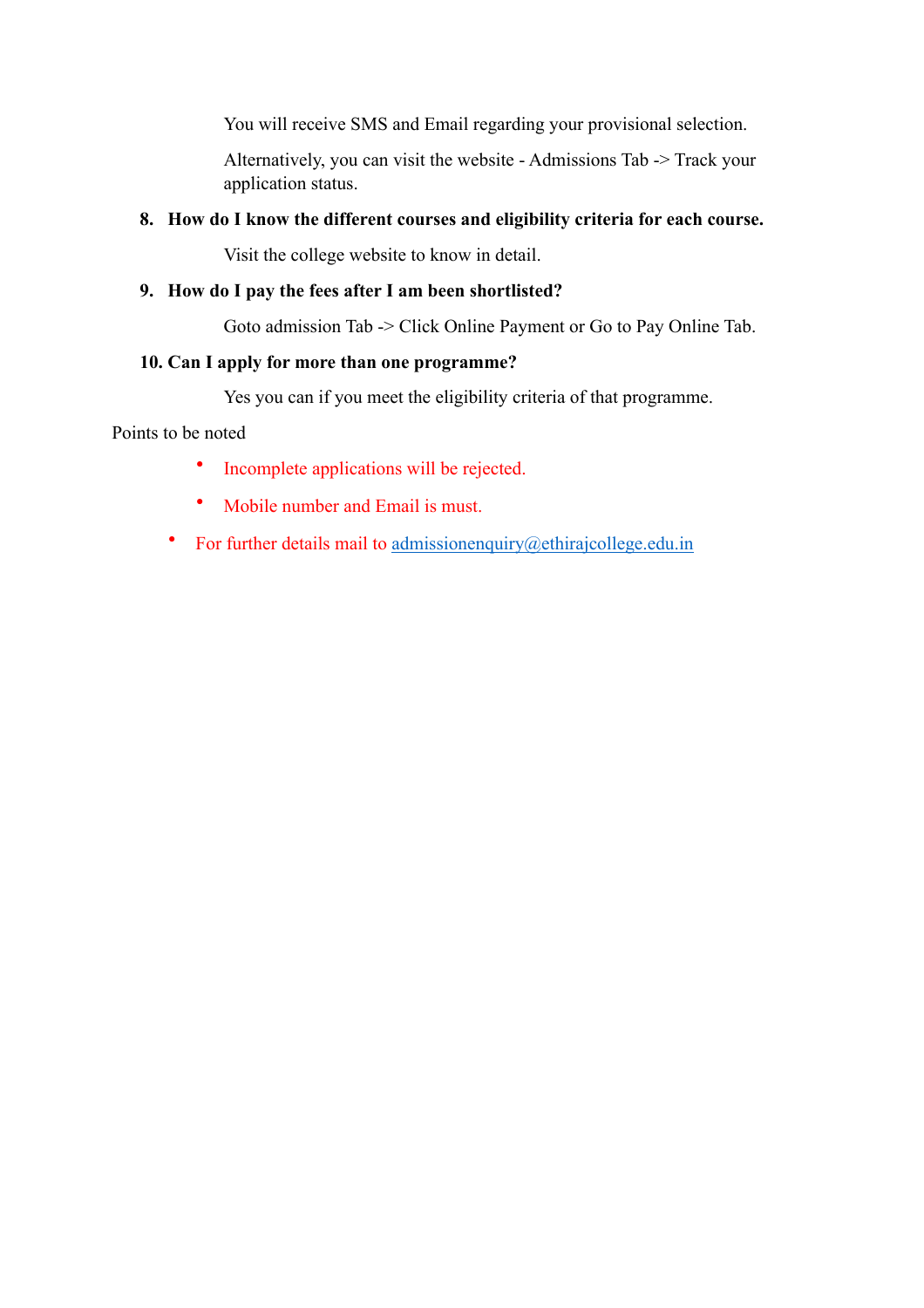You will receive SMS and Email regarding your provisional selection.

Alternatively, you can visit the website - Admissions Tab -> Track your application status.

8. **How do I know the different courses and eligibility criteria for each course.**

   Visit the college website to know in detail.

9. **How do I pay the fees after I am been shortlisted?**

   Goto admission Tab -> Click Online Payment or Go to Pay Online Tab.

10. **Can I apply for more than one programme?**

    Yes you can if you meet the eligibility criteria of that programme.

Points to be noted

- Incomplete applications will be rejected.
- Mobile number and Email is must.
- For further details mail to admissionenquiry@ethirajcollege.edu.in